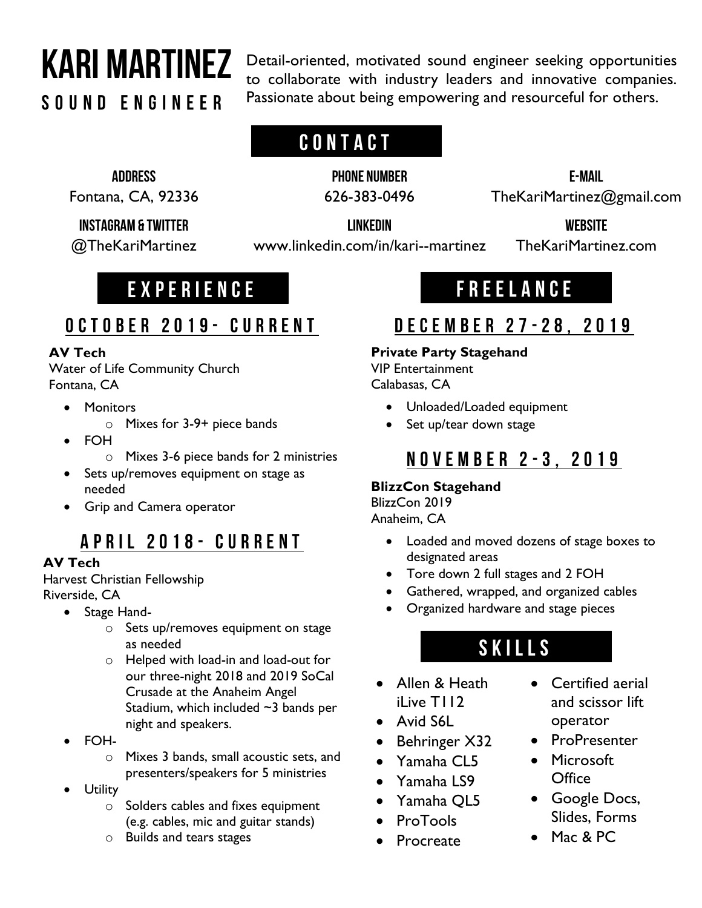# KARI MARTINEZ

## SOUND ENGINEER

Detail-oriented, motivated sound engineer seeking opportunities to collaborate with industry leaders and innovative companies. Passionate about being empowering and resourceful for others.

## CONTACT

**ADDRESS**
Fontana, CA, 92336

**PHONE NUMBER**
626-383-0496

**E-MAIL**
TheKariMartinez@gmail.com

**INSTAGRAM & TWITTER**
@TheKariMartinez

**LINKEDIN**
www.linkedin.com/in/kari--martinez

**WEBSITE**
TheKariMartinez.com

## EXPERIENCE

### OCTOBER 2019- CURRENT

**AV Tech**
Water of Life Community Church
Fontana, CA

- Monitors
  - Mixes for 3-9+ piece bands
- FOH
  - Mixes 3-6 piece bands for 2 ministries
- Sets up/removes equipment on stage as needed
- Grip and Camera operator

### APRIL 2018- CURRENT

**AV Tech**
Harvest Christian Fellowship
Riverside, CA

- Stage Hand-
  - Sets up/removes equipment on stage as needed
  - Helped with load-in and load-out for our three-night 2018 and 2019 SoCal Crusade at the Anaheim Angel Stadium, which included ~3 bands per night and speakers.
- FOH-
  - Mixes 3 bands, small acoustic sets, and presenters/speakers for 5 ministries
- Utility
  - Solders cables and fixes equipment (e.g. cables, mic and guitar stands)
  - Builds and tears stages

## FREELANCE

### DECEMBER 27-28, 2019

**Private Party Stagehand**
VIP Entertainment
Calabasas, CA

- Unloaded/Loaded equipment
- Set up/tear down stage

### NOVEMBER 2-3, 2019

**BlizzCon Stagehand**
BlizzCon 2019
Anaheim, CA

- Loaded and moved dozens of stage boxes to designated areas
- Tore down 2 full stages and 2 FOH
- Gathered, wrapped, and organized cables
- Organized hardware and stage pieces

## SKILLS

- Allen & Heath iLive T112
- Avid S6L
- Behringer X32
- Yamaha CL5
- Yamaha LS9
- Yamaha QL5
- ProTools
- Procreate
- Certified aerial and scissor lift operator
- ProPresenter
- Microsoft Office
- Google Docs, Slides, Forms
- Mac & PC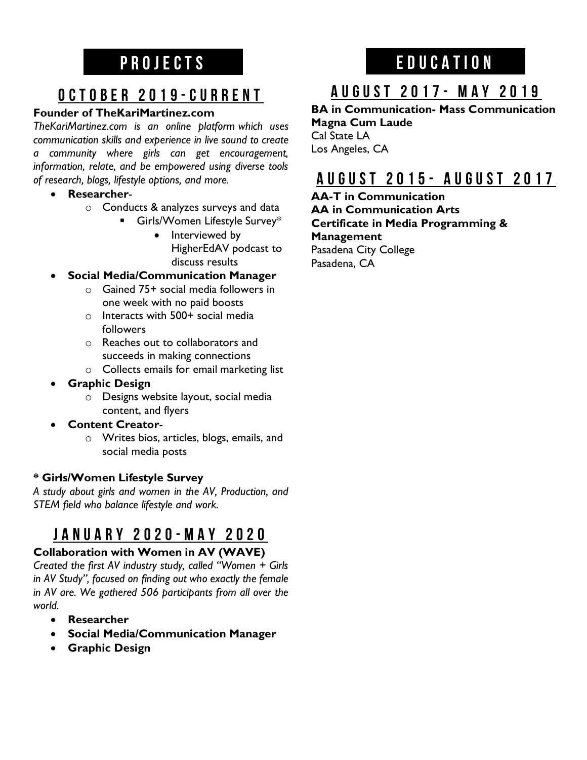# PROJECTS

## OCTOBER 2019-CURRENT

**Founder of TheKariMartinez.com**

*TheKariMartinez.com is an online platform which uses communication skills and experience in live sound to create a community where girls can get encouragement, information, relate, and be empowered using diverse tools of research, blogs, lifestyle options, and more.*

- **Researcher**-
  - Conducts & analyzes surveys and data
    - Girls/Women Lifestyle Survey*
      - Interviewed by HigherEdAV podcast to discuss results
- **Social Media/Communication Manager**
  - Gained 75+ social media followers in one week with no paid boosts
  - Interacts with 500+ social media followers
  - Reaches out to collaborators and succeeds in making connections
  - Collects emails for email marketing list
- **Graphic Design**
  - Designs website layout, social media content, and flyers
- **Content Creator**-
  - Writes bios, articles, blogs, emails, and social media posts

**\* Girls/Women Lifestyle Survey**

*A study about girls and women in the AV, Production, and STEM field who balance lifestyle and work.*

## JANUARY 2020-MAY 2020

**Collaboration with Women in AV (WAVE)**

*Created the first AV industry study, called "Women + Girls in AV Study", focused on finding out who exactly the female in AV are. We gathered 506 participants from all over the world.*

- **Researcher**
- **Social Media/Communication Manager**
- **Graphic Design**

# EDUCATION

## AUGUST 2017- MAY 2019

**BA in Communication- Mass Communication**
**Magna Cum Laude**
Cal State LA
Los Angeles, CA

## AUGUST 2015- AUGUST 2017

**AA-T in Communication**
**AA in Communication Arts**
**Certificate in Media Programming & Management**
Pasadena City College
Pasadena, CA